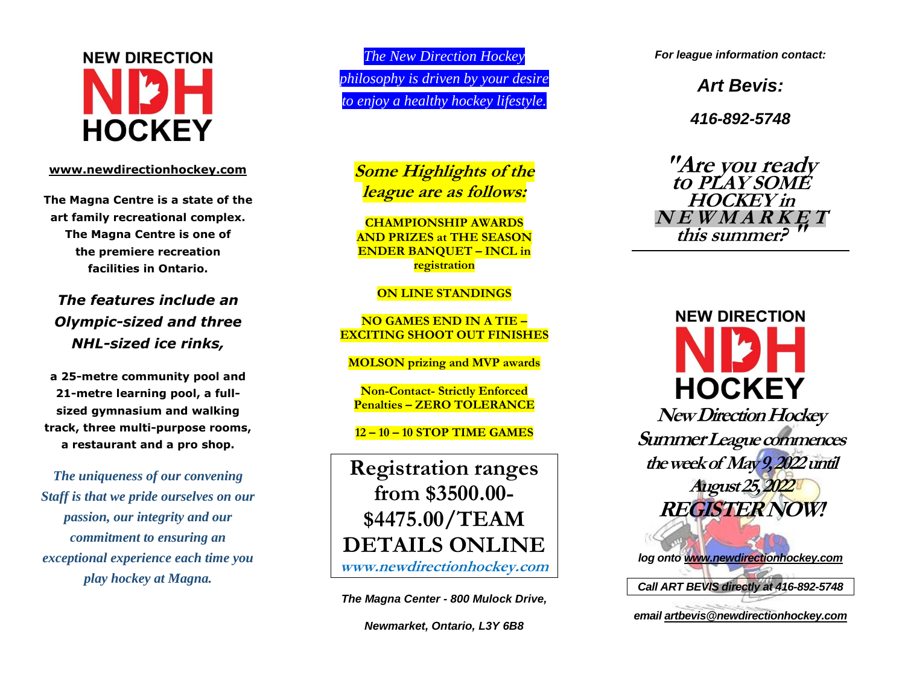# NEW DIRECTION NDH HOCKEY

www.newdirectionhockey.com

**The Magna Centre is a state of the art family recreational complex. The Magna Centre is one of the premiere recreation facilities in Ontario.**

***The features include an Olympic-sized and three NHL-sized ice rinks,***

**a 25-metre community pool and 21-metre learning pool, a full-sized gymnasium and walking track, three multi-purpose rooms, a restaurant and a pro shop.**

***The uniqueness of our convening Staff is that we pride ourselves on our passion, our integrity and our commitment to ensuring an exceptional experience each time you play hockey at Magna.***

*The New Direction Hockey philosophy is driven by your desire to enjoy a healthy hockey lifestyle.*

## Some Highlights of the league are as follows:

**CHAMPIONSHIP AWARDS AND PRIZES at THE SEASON ENDER BANQUET – INCL in registration**

**ON LINE STANDINGS**

**NO GAMES END IN A TIE – EXCITING SHOOT OUT FINISHES**

**MOLSON prizing and MVP awards**

**Non-Contact- Strictly Enforced Penalties – ZERO TOLERANCE**

**12 – 10 – 10 STOP TIME GAMES**

**Registration ranges from $3500.00-$4475.00/TEAM DETAILS ONLINE**

**www.newdirectionhockey.com**

*The Magna Center - 800 Mulock Drive,*

*Newmarket, Ontario, L3Y 6B8*

***For league information contact:***

***Art Bevis:***

***416-892-5748***

***"Are you ready to PLAY SOME HOCKEY in NEWMARKET this summer?"***

# NEW DIRECTION NDH HOCKEY

***New Direction Hockey Summer League commences the week of May 9, 2022 until August 25, 2022***

***REGISTER NOW!***

*log onto www.newdirectionhockey.com*

*Call ART BEVIS directly at 416-892-5748*

*email artbevis@newdirectionhockey.com*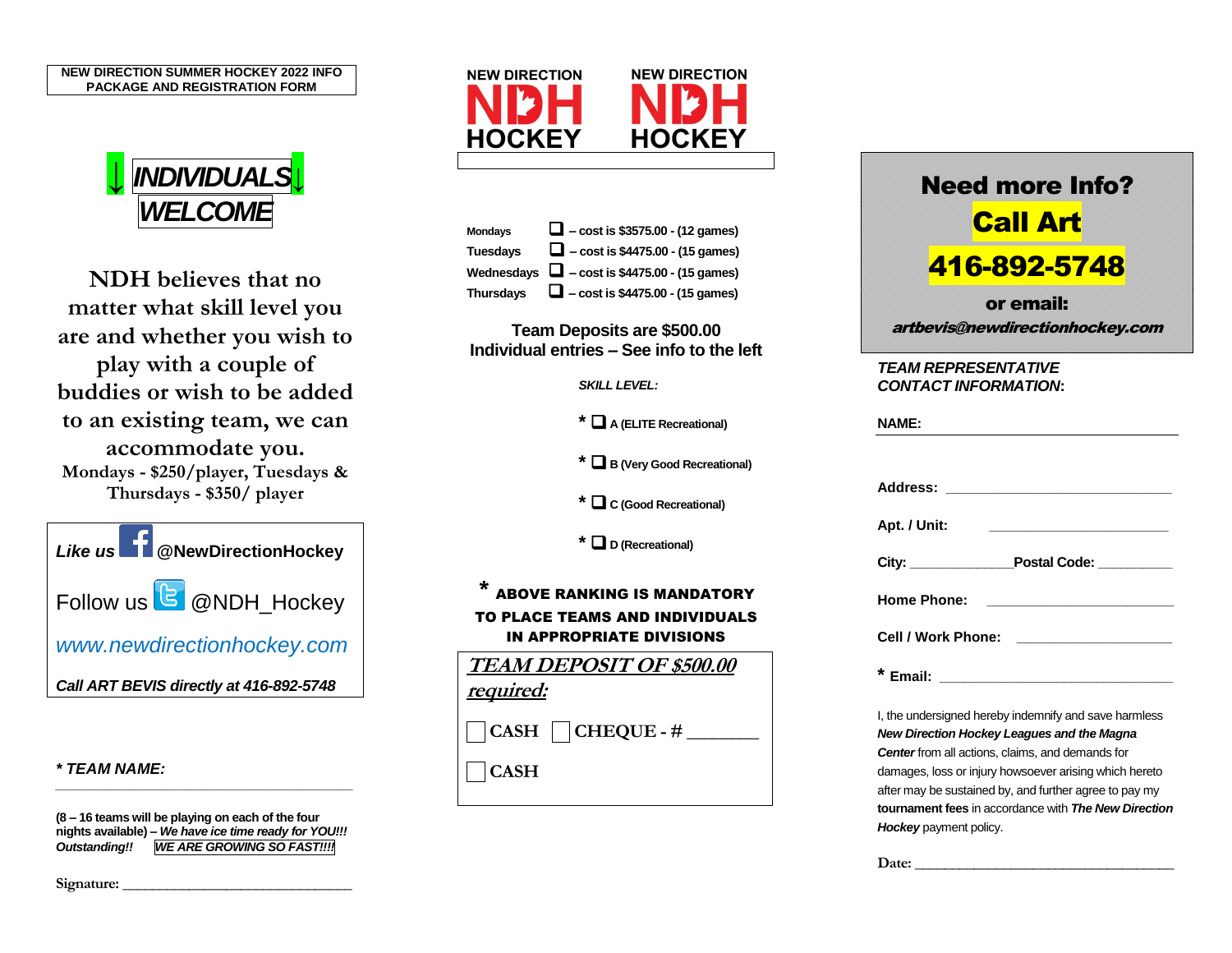**NEW DIRECTION SUMMER HOCKEY 2022 INFO PACKAGE AND REGISTRATION FORM**

## ↓ *INDIVIDUALS* ↓
## *WELCOME*

**NDH believes that no matter what skill level you are and whether you wish to play with a couple of buddies or wish to be added to an existing team, we can accommodate you.**

**Mondays - $250/player, Tuesdays & Thursdays - $350/ player**

***Like us*** **@NewDirectionHockey**

Follow us @NDH_Hockey

*www.newdirectionhockey.com*

***Call ART BEVIS directly at 416-892-5748***

***\* TEAM NAME:***

_______________________________________

**(8 – 16 teams will be playing on each of the four nights available) –** ***We have ice time ready for YOU!!! Outstanding!!*** ***WE ARE GROWING SO FAST!!!!***

**Signature:** _______________________________

**NEW DIRECTION NDH HOCKEY** **NEW DIRECTION NDH HOCKEY**

| | |
|---|---|
| **Mondays** | ❑ **– cost is $3575.00 - (12 games)** |
| **Tuesdays** | ❑ **– cost is $4475.00 - (15 games)** |
| **Wednesdays** | ❑ **– cost is $4475.00 - (15 games)** |
| **Thursdays** | ❑ **– cost is $4475.00 - (15 games)** |

**Team Deposits are $500.00**
**Individual entries – See info to the left**

***SKILL LEVEL:***

\* ❑ **A (ELITE Recreational)**

\* ❑ **B (Very Good Recreational)**

\* ❑ **C (Good Recreational)**

\* ❑ **D (Recreational)**

**\* ABOVE RANKING IS MANDATORY TO PLACE TEAMS AND INDIVIDUALS IN APPROPRIATE DIVISIONS**

***TEAM DEPOSIT OF $500.00 required:***

☐ **CASH** ☐ **CHEQUE - #** _______

☐ **CASH**

**Need more Info?**
**Call Art**
**416-892-5748**
**or email:**
***artbevis@newdirectionhockey.com***

***TEAM REPRESENTATIVE CONTACT INFORMATION*:**

**NAME:** ______________________________

**Address:** ______________________________

**Apt. / Unit:** ______________________

**City:** _____________**Postal Code:** _________

**Home Phone:** ______________________

**Cell / Work Phone:** ___________________

**\* Email:** ______________________________

I, the undersigned hereby indemnify and save harmless ***New Direction Hockey Leagues and the Magna Center*** from all actions, claims, and demands for damages, loss or injury howsoever arising which hereto after may be sustained by, and further agree to pay my **tournament fees** in accordance with ***The New Direction Hockey*** payment policy.

**Date:** _________________________________